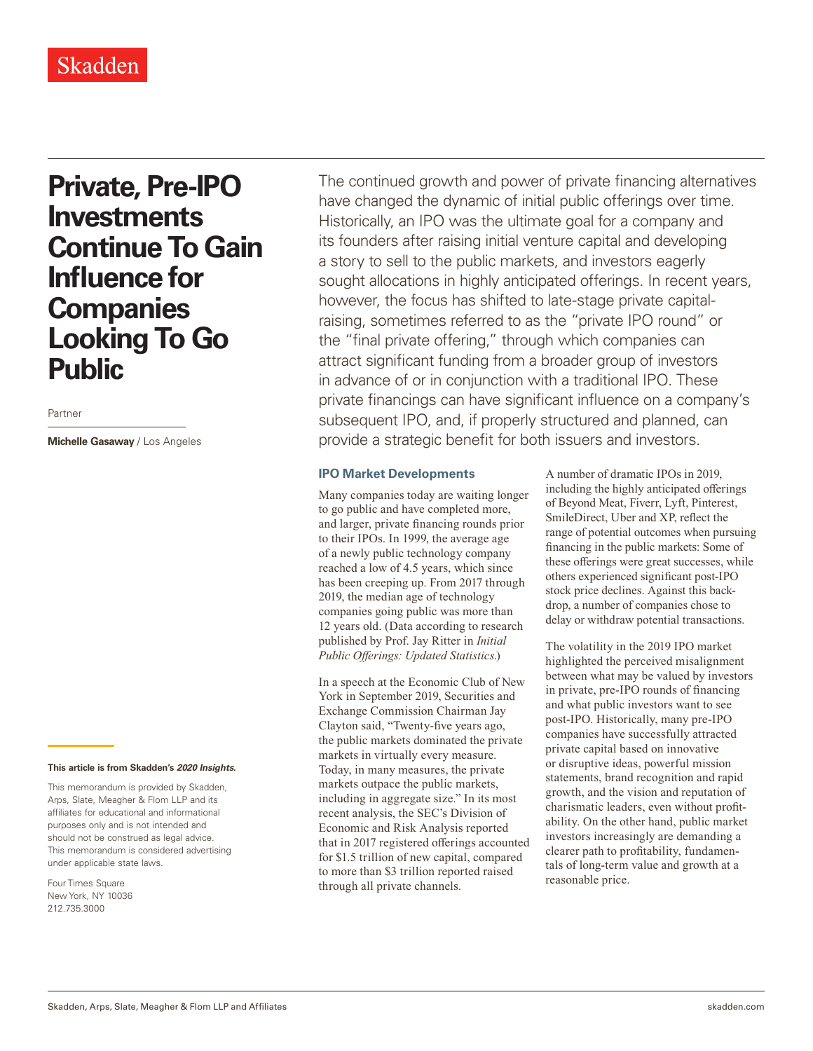# Private, Pre-IPO Investments Continue To Gain Influence for Companies Looking To Go Public

Partner

**Michelle Gasaway** / Los Angeles

The continued growth and power of private financing alternatives have changed the dynamic of initial public offerings over time. Historically, an IPO was the ultimate goal for a company and its founders after raising initial venture capital and developing a story to sell to the public markets, and investors eagerly sought allocations in highly anticipated offerings. In recent years, however, the focus has shifted to late-stage private capital-raising, sometimes referred to as the "private IPO round" or the "final private offering," through which companies can attract significant funding from a broader group of investors in advance of or in conjunction with a traditional IPO. These private financings can have significant influence on a company's subsequent IPO, and, if properly structured and planned, can provide a strategic benefit for both issuers and investors.

## IPO Market Developments

Many companies today are waiting longer to go public and have completed more, and larger, private financing rounds prior to their IPOs. In 1999, the average age of a newly public technology company reached a low of 4.5 years, which since has been creeping up. From 2017 through 2019, the median age of technology companies going public was more than 12 years old. (Data according to research published by Prof. Jay Ritter in *Initial Public Offerings: Updated Statistics*.)

In a speech at the Economic Club of New York in September 2019, Securities and Exchange Commission Chairman Jay Clayton said, "Twenty-five years ago, the public markets dominated the private markets in virtually every measure. Today, in many measures, the private markets outpace the public markets, including in aggregate size." In its most recent analysis, the SEC's Division of Economic and Risk Analysis reported that in 2017 registered offerings accounted for $1.5 trillion of new capital, compared to more than $3 trillion reported raised through all private channels.

A number of dramatic IPOs in 2019, including the highly anticipated offerings of Beyond Meat, Fiverr, Lyft, Pinterest, SmileDirect, Uber and XP, reflect the range of potential outcomes when pursuing financing in the public markets: Some of these offerings were great successes, while others experienced significant post-IPO stock price declines. Against this backdrop, a number of companies chose to delay or withdraw potential transactions.

The volatility in the 2019 IPO market highlighted the perceived misalignment between what may be valued by investors in private, pre-IPO rounds of financing and what public investors want to see post-IPO. Historically, many pre-IPO companies have successfully attracted private capital based on innovative or disruptive ideas, powerful mission statements, brand recognition and rapid growth, and the vision and reputation of charismatic leaders, even without profitability. On the other hand, public market investors increasingly are demanding a clearer path to profitability, fundamentals of long-term value and growth at a reasonable price.

**This article is from Skadden's *2020 Insights*.**

This memorandum is provided by Skadden, Arps, Slate, Meagher & Flom LLP and its affiliates for educational and informational purposes only and is not intended and should not be construed as legal advice. This memorandum is considered advertising under applicable state laws.

Four Times Square
New York, NY 10036
212.735.3000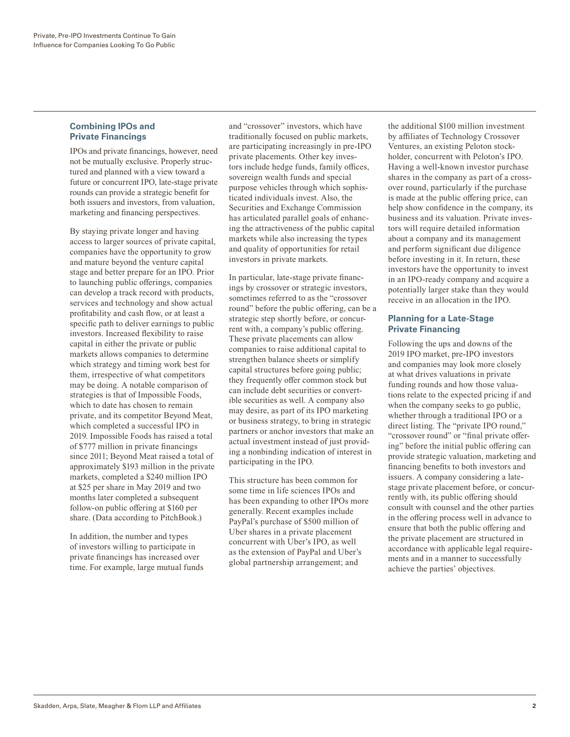## Combining IPOs and Private Financings

IPOs and private financings, however, need not be mutually exclusive. Properly structured and planned with a view toward a future or concurrent IPO, late-stage private rounds can provide a strategic benefit for both issuers and investors, from valuation, marketing and financing perspectives.

By staying private longer and having access to larger sources of private capital, companies have the opportunity to grow and mature beyond the venture capital stage and better prepare for an IPO. Prior to launching public offerings, companies can develop a track record with products, services and technology and show actual profitability and cash flow, or at least a specific path to deliver earnings to public investors. Increased flexibility to raise capital in either the private or public markets allows companies to determine which strategy and timing work best for them, irrespective of what competitors may be doing. A notable comparison of strategies is that of Impossible Foods, which to date has chosen to remain private, and its competitor Beyond Meat, which completed a successful IPO in 2019. Impossible Foods has raised a total of $777 million in private financings since 2011; Beyond Meat raised a total of approximately $193 million in the private markets, completed a $240 million IPO at $25 per share in May 2019 and two months later completed a subsequent follow-on public offering at $160 per share. (Data according to PitchBook.)

In addition, the number and types of investors willing to participate in private financings has increased over time. For example, large mutual funds and "crossover" investors, which have traditionally focused on public markets, are participating increasingly in pre-IPO private placements. Other key investors include hedge funds, family offices, sovereign wealth funds and special purpose vehicles through which sophisticated individuals invest. Also, the Securities and Exchange Commission has articulated parallel goals of enhancing the attractiveness of the public capital markets while also increasing the types and quality of opportunities for retail investors in private markets.

In particular, late-stage private financings by crossover or strategic investors, sometimes referred to as the "crossover round" before the public offering, can be a strategic step shortly before, or concurrent with, a company's public offering. These private placements can allow companies to raise additional capital to strengthen balance sheets or simplify capital structures before going public; they frequently offer common stock but can include debt securities or convertible securities as well. A company also may desire, as part of its IPO marketing or business strategy, to bring in strategic partners or anchor investors that make an actual investment instead of just providing a nonbinding indication of interest in participating in the IPO.

This structure has been common for some time in life sciences IPOs and has been expanding to other IPOs more generally. Recent examples include PayPal's purchase of $500 million of Uber shares in a private placement concurrent with Uber's IPO, as well as the extension of PayPal and Uber's global partnership arrangement; and the additional $100 million investment by affiliates of Technology Crossover Ventures, an existing Peloton stockholder, concurrent with Peloton's IPO. Having a well-known investor purchase shares in the company as part of a crossover round, particularly if the purchase is made at the public offering price, can help show confidence in the company, its business and its valuation. Private investors will require detailed information about a company and its management and perform significant due diligence before investing in it. In return, these investors have the opportunity to invest in an IPO-ready company and acquire a potentially larger stake than they would receive in an allocation in the IPO.

## Planning for a Late-Stage Private Financing

Following the ups and downs of the 2019 IPO market, pre-IPO investors and companies may look more closely at what drives valuations in private funding rounds and how those valuations relate to the expected pricing if and when the company seeks to go public, whether through a traditional IPO or a direct listing. The "private IPO round," "crossover round" or "final private offering" before the initial public offering can provide strategic valuation, marketing and financing benefits to both investors and issuers. A company considering a late-stage private placement before, or concurrently with, its public offering should consult with counsel and the other parties in the offering process well in advance to ensure that both the public offering and the private placement are structured in accordance with applicable legal requirements and in a manner to successfully achieve the parties' objectives.